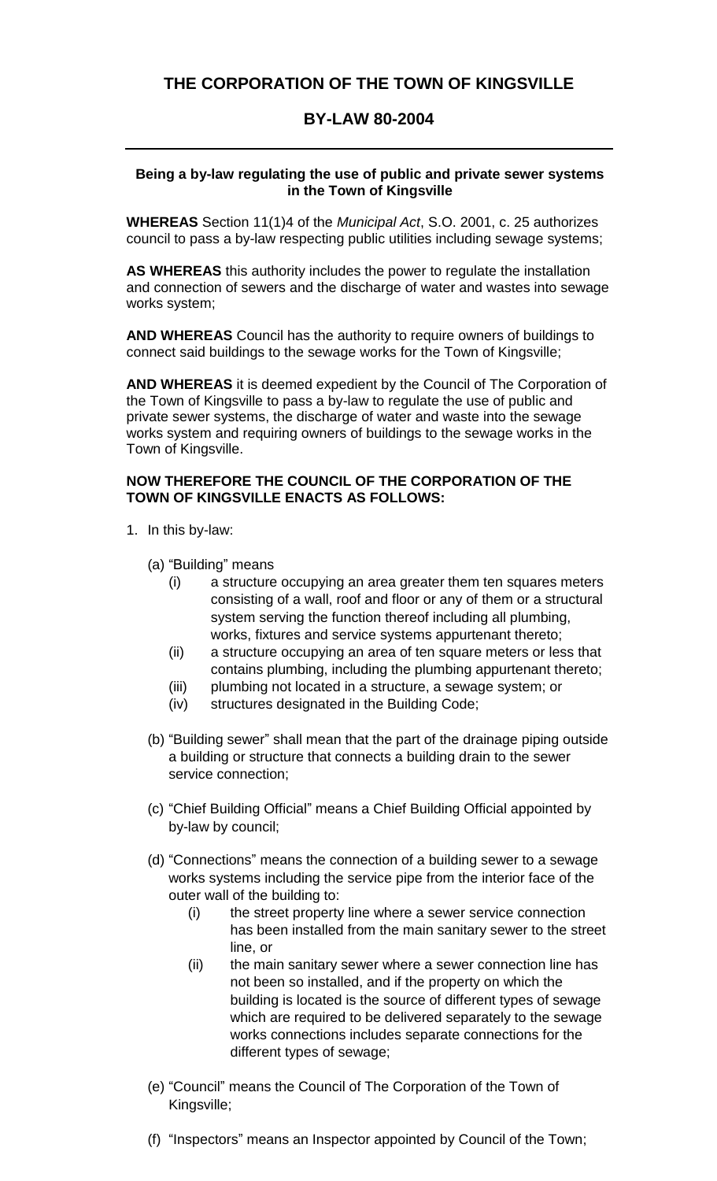# THE CORPORATION OF THE TOWN OF KINGSVILLE

## BY-LAW 80-2004

---

**Being a by-law regulating the use of public and private sewer systems in the Town of Kingsville**

**WHEREAS** Section 11(1)4 of the *Municipal Act*, S.O. 2001, c. 25 authorizes council to pass a by-law respecting public utilities including sewage systems;

**AS WHEREAS** this authority includes the power to regulate the installation and connection of sewers and the discharge of water and wastes into sewage works system;

**AND WHEREAS** Council has the authority to require owners of buildings to connect said buildings to the sewage works for the Town of Kingsville;

**AND WHEREAS** it is deemed expedient by the Council of The Corporation of the Town of Kingsville to pass a by-law to regulate the use of public and private sewer systems, the discharge of water and waste into the sewage works system and requiring owners of buildings to the sewage works in the Town of Kingsville.

**NOW THEREFORE THE COUNCIL OF THE CORPORATION OF THE TOWN OF KINGSVILLE ENACTS AS FOLLOWS:**

1. In this by-law:

   (a) "Building" means
      - (i) a structure occupying an area greater them ten squares meters consisting of a wall, roof and floor or any of them or a structural system serving the function thereof including all plumbing, works, fixtures and service systems appurtenant thereto;
      - (ii) a structure occupying an area of ten square meters or less that contains plumbing, including the plumbing appurtenant thereto;
      - (iii) plumbing not located in a structure, a sewage system; or
      - (iv) structures designated in the Building Code;

   (b) "Building sewer" shall mean that the part of the drainage piping outside a building or structure that connects a building drain to the sewer service connection;

   (c) "Chief Building Official" means a Chief Building Official appointed by by-law by council;

   (d) "Connections" means the connection of a building sewer to a sewage works systems including the service pipe from the interior face of the outer wall of the building to:
      - (i) the street property line where a sewer service connection has been installed from the main sanitary sewer to the street line, or
      - (ii) the main sanitary sewer where a sewer connection line has not been so installed, and if the property on which the building is located is the source of different types of sewage which are required to be delivered separately to the sewage works connections includes separate connections for the different types of sewage;

   (e) "Council" means the Council of The Corporation of the Town of Kingsville;

   (f) "Inspectors" means an Inspector appointed by Council of the Town;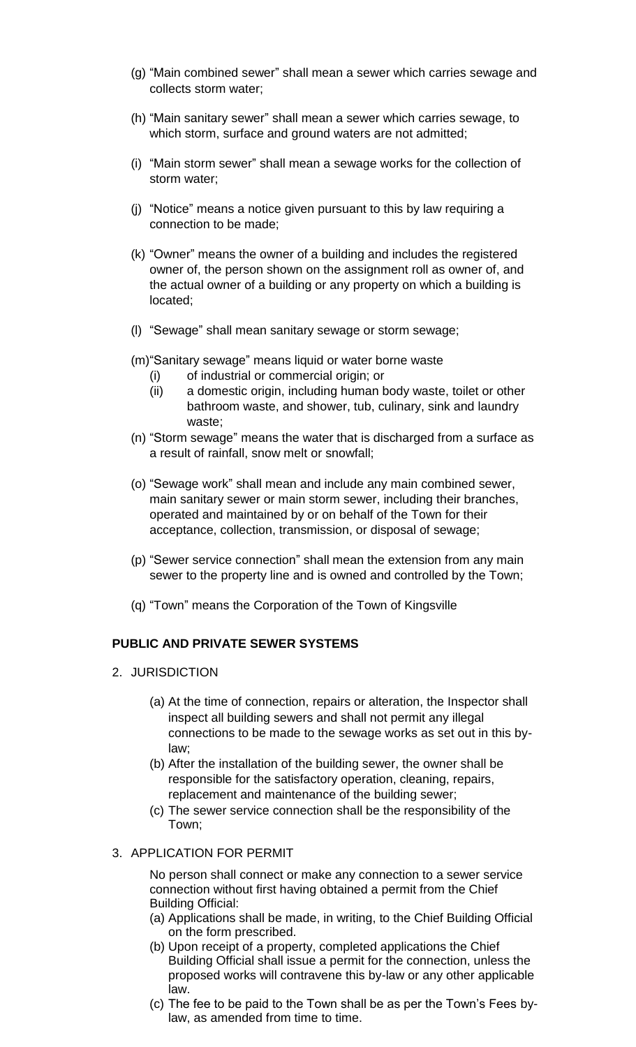(g) "Main combined sewer" shall mean a sewer which carries sewage and collects storm water;

(h) "Main sanitary sewer" shall mean a sewer which carries sewage, to which storm, surface and ground waters are not admitted;

(i) "Main storm sewer" shall mean a sewage works for the collection of storm water;

(j) "Notice" means a notice given pursuant to this by law requiring a connection to be made;

(k) "Owner" means the owner of a building and includes the registered owner of, the person shown on the assignment roll as owner of, and the actual owner of a building or any property on which a building is located;

(l) "Sewage" shall mean sanitary sewage or storm sewage;

(m) "Sanitary sewage" means liquid or water borne waste
   (i) of industrial or commercial origin; or
   (ii) a domestic origin, including human body waste, toilet or other bathroom waste, and shower, tub, culinary, sink and laundry waste;

(n) "Storm sewage" means the water that is discharged from a surface as a result of rainfall, snow melt or snowfall;

(o) "Sewage work" shall mean and include any main combined sewer, main sanitary sewer or main storm sewer, including their branches, operated and maintained by or on behalf of the Town for their acceptance, collection, transmission, or disposal of sewage;

(p) "Sewer service connection" shall mean the extension from any main sewer to the property line and is owned and controlled by the Town;

(q) "Town" means the Corporation of the Town of Kingsville

**PUBLIC AND PRIVATE SEWER SYSTEMS**

2. JURISDICTION

   (a) At the time of connection, repairs or alteration, the Inspector shall inspect all building sewers and shall not permit any illegal connections to be made to the sewage works as set out in this by-law;
   (b) After the installation of the building sewer, the owner shall be responsible for the satisfactory operation, cleaning, repairs, replacement and maintenance of the building sewer;
   (c) The sewer service connection shall be the responsibility of the Town;

3. APPLICATION FOR PERMIT

   No person shall connect or make any connection to a sewer service connection without first having obtained a permit from the Chief Building Official:
   (a) Applications shall be made, in writing, to the Chief Building Official on the form prescribed.
   (b) Upon receipt of a property, completed applications the Chief Building Official shall issue a permit for the connection, unless the proposed works will contravene this by-law or any other applicable law.
   (c) The fee to be paid to the Town shall be as per the Town's Fees by-law, as amended from time to time.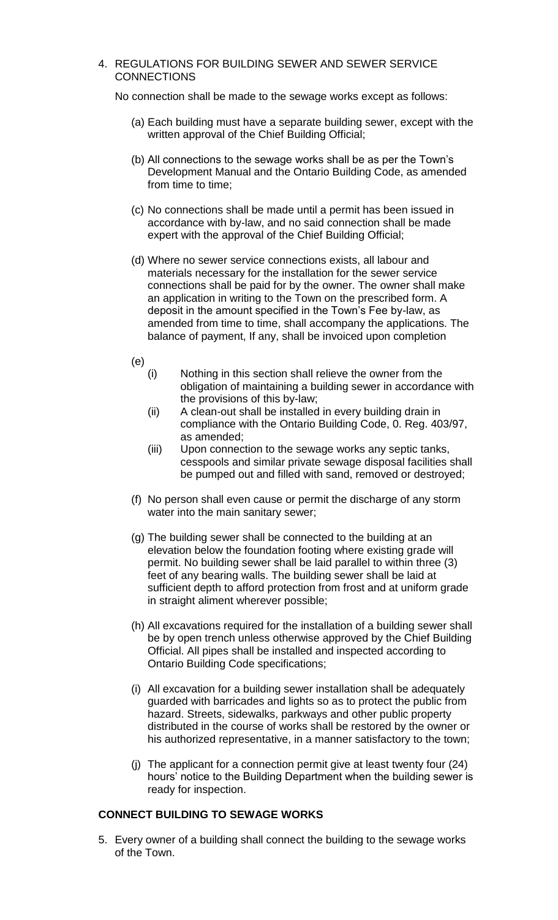4. REGULATIONS FOR BUILDING SEWER AND SEWER SERVICE CONNECTIONS

   No connection shall be made to the sewage works except as follows:

   (a) Each building must have a separate building sewer, except with the written approval of the Chief Building Official;

   (b) All connections to the sewage works shall be as per the Town's Development Manual and the Ontario Building Code, as amended from time to time;

   (c) No connections shall be made until a permit has been issued in accordance with by-law, and no said connection shall be made expert with the approval of the Chief Building Official;

   (d) Where no sewer service connections exists, all labour and materials necessary for the installation for the sewer service connections shall be paid for by the owner. The owner shall make an application in writing to the Town on the prescribed form. A deposit in the amount specified in the Town's Fee by-law, as amended from time to time, shall accompany the applications. The balance of payment, If any, shall be invoiced upon completion

   (e)
      (i) Nothing in this section shall relieve the owner from the obligation of maintaining a building sewer in accordance with the provisions of this by-law;
      (ii) A clean-out shall be installed in every building drain in compliance with the Ontario Building Code, 0. Reg. 403/97, as amended;
      (iii) Upon connection to the sewage works any septic tanks, cesspools and similar private sewage disposal facilities shall be pumped out and filled with sand, removed or destroyed;

   (f) No person shall even cause or permit the discharge of any storm water into the main sanitary sewer;

   (g) The building sewer shall be connected to the building at an elevation below the foundation footing where existing grade will permit. No building sewer shall be laid parallel to within three (3) feet of any bearing walls. The building sewer shall be laid at sufficient depth to afford protection from frost and at uniform grade in straight aliment wherever possible;

   (h) All excavations required for the installation of a building sewer shall be by open trench unless otherwise approved by the Chief Building Official. All pipes shall be installed and inspected according to Ontario Building Code specifications;

   (i) All excavation for a building sewer installation shall be adequately guarded with barricades and lights so as to protect the public from hazard. Streets, sidewalks, parkways and other public property distributed in the course of works shall be restored by the owner or his authorized representative, in a manner satisfactory to the town;

   (j) The applicant for a connection permit give at least twenty four (24) hours' notice to the Building Department when the building sewer is ready for inspection.

**CONNECT BUILDING TO SEWAGE WORKS**

5. Every owner of a building shall connect the building to the sewage works of the Town.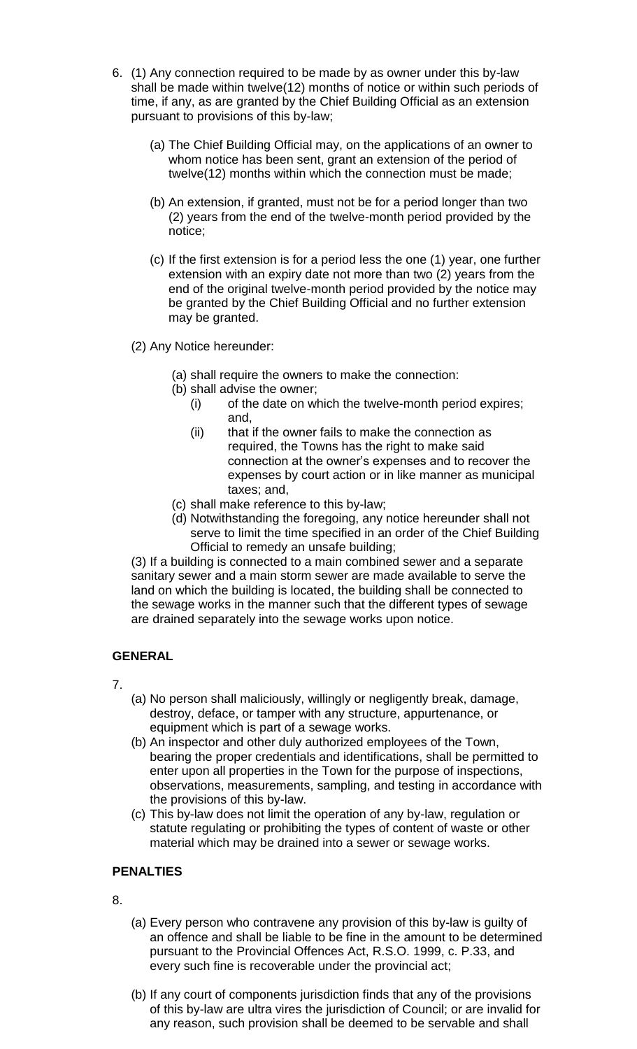6. (1) Any connection required to be made by as owner under this by-law shall be made within twelve(12) months of notice or within such periods of time, if any, as are granted by the Chief Building Official as an extension pursuant to provisions of this by-law;

   (a) The Chief Building Official may, on the applications of an owner to whom notice has been sent, grant an extension of the period of twelve(12) months within which the connection must be made;

   (b) An extension, if granted, must not be for a period longer than two (2) years from the end of the twelve-month period provided by the notice;

   (c) If the first extension is for a period less the one (1) year, one further extension with an expiry date not more than two (2) years from the end of the original twelve-month period provided by the notice may be granted by the Chief Building Official and no further extension may be granted.

   (2) Any Notice hereunder:

   (a) shall require the owners to make the connection:
   (b) shall advise the owner;
      (i) of the date on which the twelve-month period expires; and,
      (ii) that if the owner fails to make the connection as required, the Towns has the right to make said connection at the owner's expenses and to recover the expenses by court action or in like manner as municipal taxes; and,
   (c) shall make reference to this by-law;
   (d) Notwithstanding the foregoing, any notice hereunder shall not serve to limit the time specified in an order of the Chief Building Official to remedy an unsafe building;

   (3) If a building is connected to a main combined sewer and a separate sanitary sewer and a main storm sewer are made available to serve the land on which the building is located, the building shall be connected to the sewage works in the manner such that the different types of sewage are drained separately into the sewage works upon notice.

**GENERAL**

7.
   (a) No person shall maliciously, willingly or negligently break, damage, destroy, deface, or tamper with any structure, appurtenance, or equipment which is part of a sewage works.
   (b) An inspector and other duly authorized employees of the Town, bearing the proper credentials and identifications, shall be permitted to enter upon all properties in the Town for the purpose of inspections, observations, measurements, sampling, and testing in accordance with the provisions of this by-law.
   (c) This by-law does not limit the operation of any by-law, regulation or statute regulating or prohibiting the types of content of waste or other material which may be drained into a sewer or sewage works.

**PENALTIES**

8.
   (a) Every person who contravene any provision of this by-law is guilty of an offence and shall be liable to be fine in the amount to be determined pursuant to the Provincial Offences Act, R.S.O. 1999, c. P.33, and every such fine is recoverable under the provincial act;

   (b) If any court of components jurisdiction finds that any of the provisions of this by-law are ultra vires the jurisdiction of Council; or are invalid for any reason, such provision shall be deemed to be servable and shall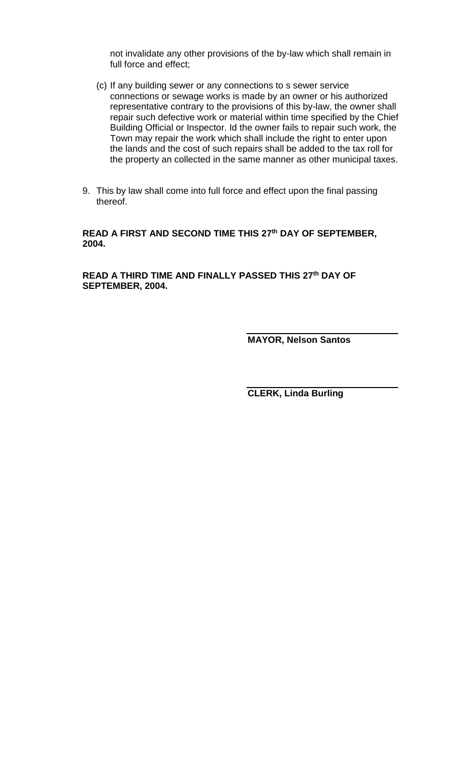not invalidate any other provisions of the by-law which shall remain in full force and effect;

(c) If any building sewer or any connections to s sewer service connections or sewage works is made by an owner or his authorized representative contrary to the provisions of this by-law, the owner shall repair such defective work or material within time specified by the Chief Building Official or Inspector. Id the owner fails to repair such work, the Town may repair the work which shall include the right to enter upon the lands and the cost of such repairs shall be added to the tax roll for the property an collected in the same manner as other municipal taxes.

9. This by law shall come into full force and effect upon the final passing thereof.

**READ A FIRST AND SECOND TIME THIS 27th DAY OF SEPTEMBER, 2004.**

**READ A THIRD TIME AND FINALLY PASSED THIS 27th DAY OF SEPTEMBER, 2004.**

______________________________
**MAYOR, Nelson Santos**

______________________________
**CLERK, Linda Burling**